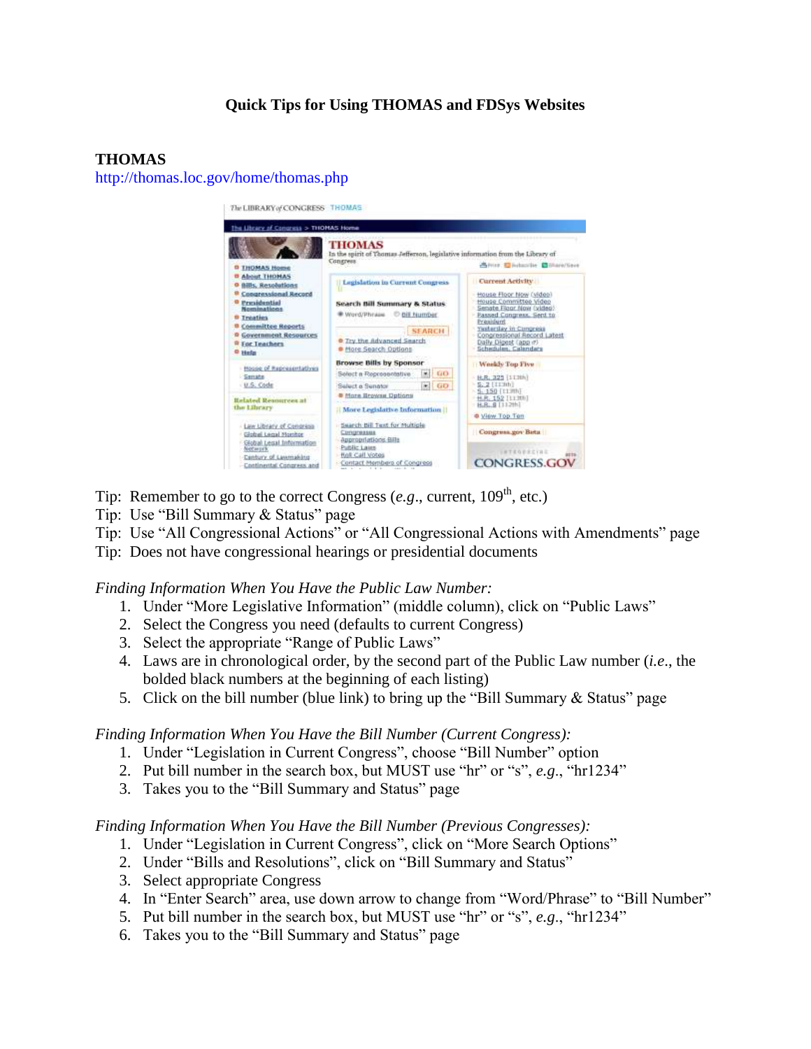# Quick Tips for Using THOMAS and FDSys Websites

## THOMAS

http://thomas.loc.gov/home/thomas.php

Tip: Remember to go to the correct Congress (*e.g.*, current, 109th, etc.)
Tip: Use "Bill Summary & Status" page
Tip: Use "All Congressional Actions" or "All Congressional Actions with Amendments" page
Tip: Does not have congressional hearings or presidential documents

*Finding Information When You Have the Public Law Number:*

1. Under "More Legislative Information" (middle column), click on "Public Laws"
2. Select the Congress you need (defaults to current Congress)
3. Select the appropriate "Range of Public Laws"
4. Laws are in chronological order, by the second part of the Public Law number (*i.e.*, the bolded black numbers at the beginning of each listing)
5. Click on the bill number (blue link) to bring up the "Bill Summary & Status" page

*Finding Information When You Have the Bill Number (Current Congress):*

1. Under "Legislation in Current Congress", choose "Bill Number" option
2. Put bill number in the search box, but MUST use "hr" or "s", *e.g.*, "hr1234"
3. Takes you to the "Bill Summary and Status" page

*Finding Information When You Have the Bill Number (Previous Congresses):*

1. Under "Legislation in Current Congress", click on "More Search Options"
2. Under "Bills and Resolutions", click on "Bill Summary and Status"
3. Select appropriate Congress
4. In "Enter Search" area, use down arrow to change from "Word/Phrase" to "Bill Number"
5. Put bill number in the search box, but MUST use "hr" or "s", *e.g.*, "hr1234"
6. Takes you to the "Bill Summary and Status" page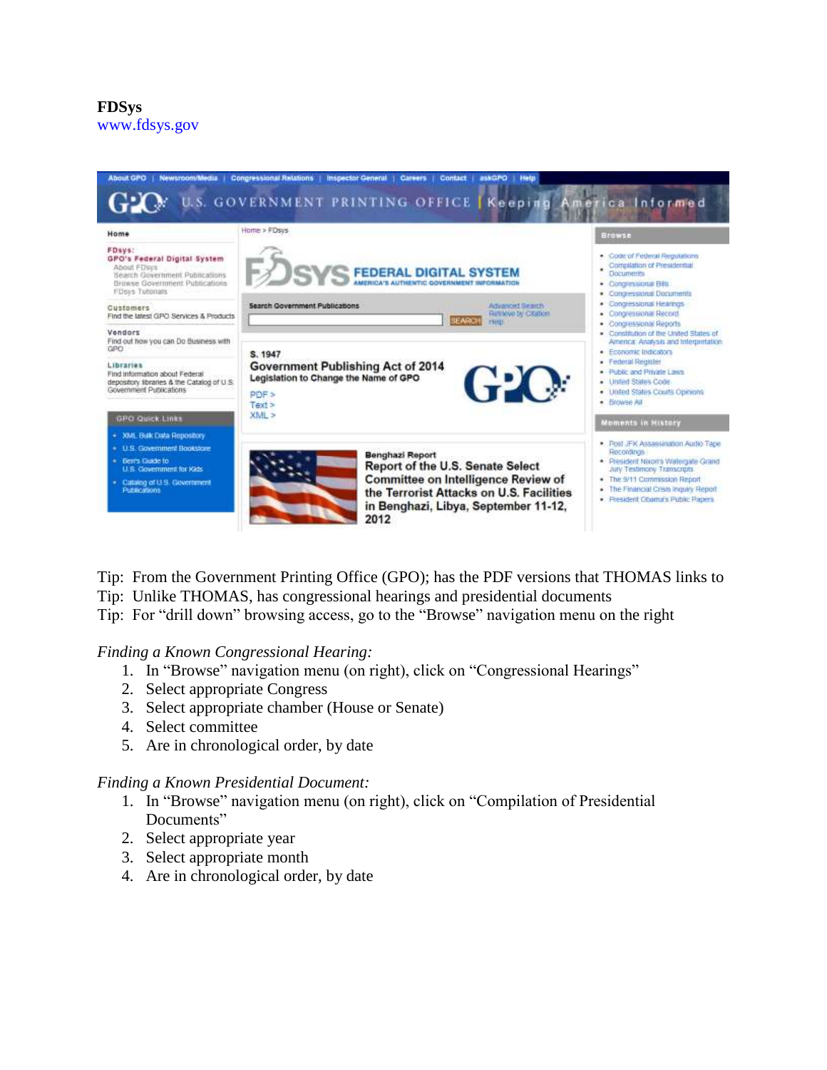**FDSys**
www.fdsys.gov

Tip: From the Government Printing Office (GPO); has the PDF versions that THOMAS links to
Tip: Unlike THOMAS, has congressional hearings and presidential documents
Tip: For "drill down" browsing access, go to the "Browse" navigation menu on the right

*Finding a Known Congressional Hearing:*

1. In "Browse" navigation menu (on right), click on "Congressional Hearings"
2. Select appropriate Congress
3. Select appropriate chamber (House or Senate)
4. Select committee
5. Are in chronological order, by date

*Finding a Known Presidential Document:*

1. In "Browse" navigation menu (on right), click on "Compilation of Presidential Documents"
2. Select appropriate year
3. Select appropriate month
4. Are in chronological order, by date